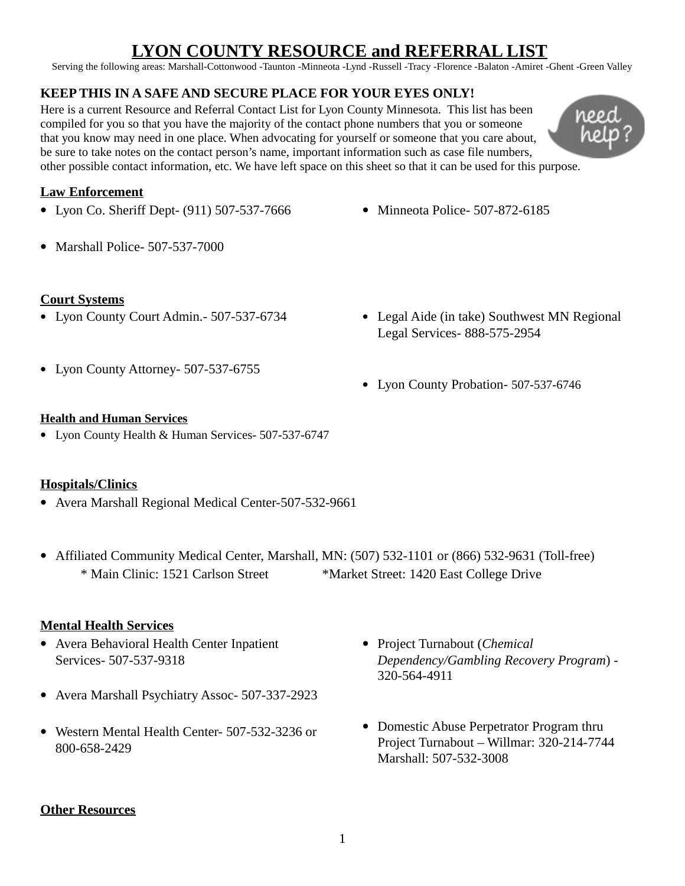# LYON COUNTY RESOURCE and REFERRAL LIST

Serving the following areas: Marshall-Cottonwood -Taunton -Minneota -Lynd -Russell -Tracy -Florence -Balaton -Amiret -Ghent -Green Valley

**KEEP THIS IN A SAFE AND SECURE PLACE FOR YOUR EYES ONLY!**

Here is a current Resource and Referral Contact List for Lyon County Minnesota. This list has been compiled for you so that you have the majority of the contact phone numbers that you or someone that you know may need in one place. When advocating for yourself or someone that you care about, be sure to take notes on the contact person's name, important information such as case file numbers, other possible contact information, etc. We have left space on this sheet so that it can be used for this purpose.

## Law Enforcement

- Lyon Co. Sheriff Dept- (911) 507-537-7666
- Marshall Police- 507-537-7000
- Minneota Police- 507-872-6185

## Court Systems

- Lyon County Court Admin.- 507-537-6734
- Lyon County Attorney- 507-537-6755
- Legal Aide (in take) Southwest MN Regional Legal Services- 888-575-2954
- Lyon County Probation- 507-537-6746

## Health and Human Services

- Lyon County Health & Human Services- 507-537-6747

## Hospitals/Clinics

- Avera Marshall Regional Medical Center-507-532-9661
- Affiliated Community Medical Center, Marshall, MN: (507) 532-1101 or (866) 532-9631 (Toll-free)
  - \* Main Clinic: 1521 Carlson Street
  - \*Market Street: 1420 East College Drive

## Mental Health Services

- Avera Behavioral Health Center Inpatient Services- 507-537-9318
- Avera Marshall Psychiatry Assoc- 507-337-2923
- Western Mental Health Center- 507-532-3236 or 800-658-2429
- Project Turnabout (*Chemical Dependency/Gambling Recovery Program*) - 320-564-4911
- Domestic Abuse Perpetrator Program thru Project Turnabout – Willmar: 320-214-7744 Marshall: 507-532-3008

## Other Resources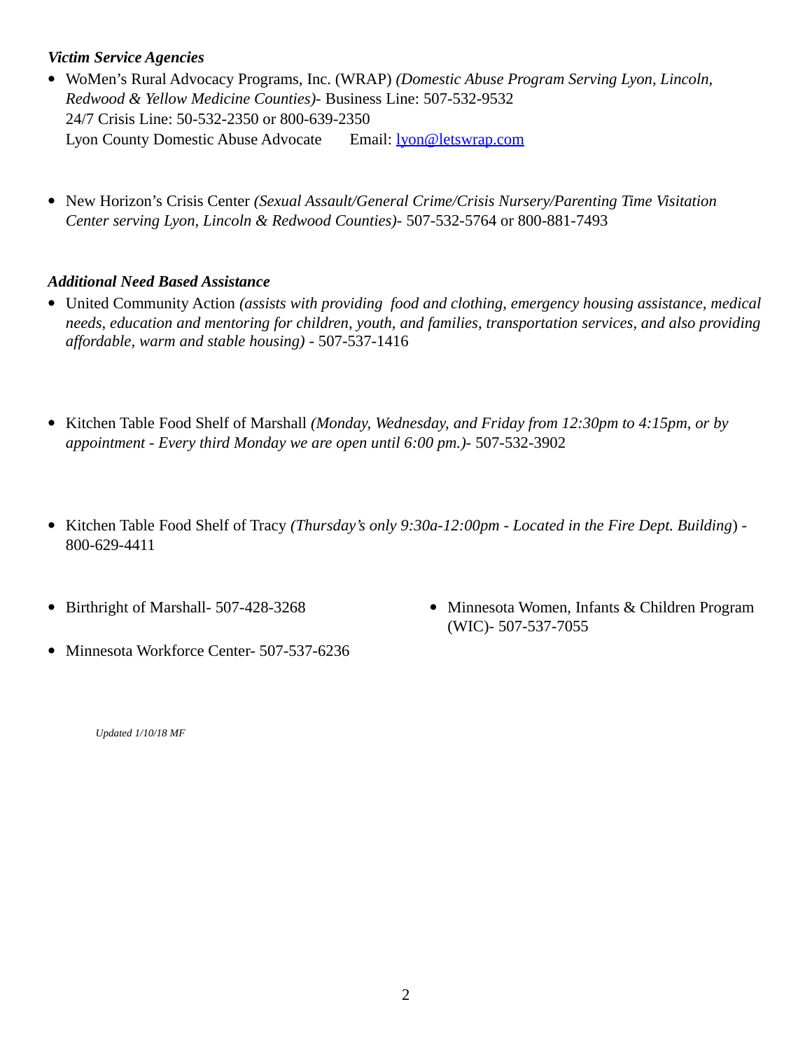***Victim Service Agencies***

- WoMen's Rural Advocacy Programs, Inc. (WRAP) *(Domestic Abuse Program Serving Lyon, Lincoln, Redwood & Yellow Medicine Counties)*- Business Line: 507-532-9532
  24/7 Crisis Line: 50-532-2350 or 800-639-2350
  Lyon County Domestic Abuse Advocate Email: lyon@letswrap.com

- New Horizon's Crisis Center *(Sexual Assault/General Crime/Crisis Nursery/Parenting Time Visitation Center serving Lyon, Lincoln & Redwood Counties)*- 507-532-5764 or 800-881-7493

***Additional Need Based Assistance***

- United Community Action *(assists with providing food and clothing, emergency housing assistance, medical needs, education and mentoring for children, youth, and families, transportation services, and also providing affordable, warm and stable housing)* - 507-537-1416

- Kitchen Table Food Shelf of Marshall *(Monday, Wednesday, and Friday from 12:30pm to 4:15pm, or by appointment - Every third Monday we are open until 6:00 pm.)*- 507-532-3902

- Kitchen Table Food Shelf of Tracy *(Thursday's only 9:30a-12:00pm - Located in the Fire Dept. Building)* - 800-629-4411

- Birthright of Marshall- 507-428-3268

- Minnesota Workforce Center- 507-537-6236

- Minnesota Women, Infants & Children Program (WIC)- 507-537-7055

*Updated 1/10/18 MF*